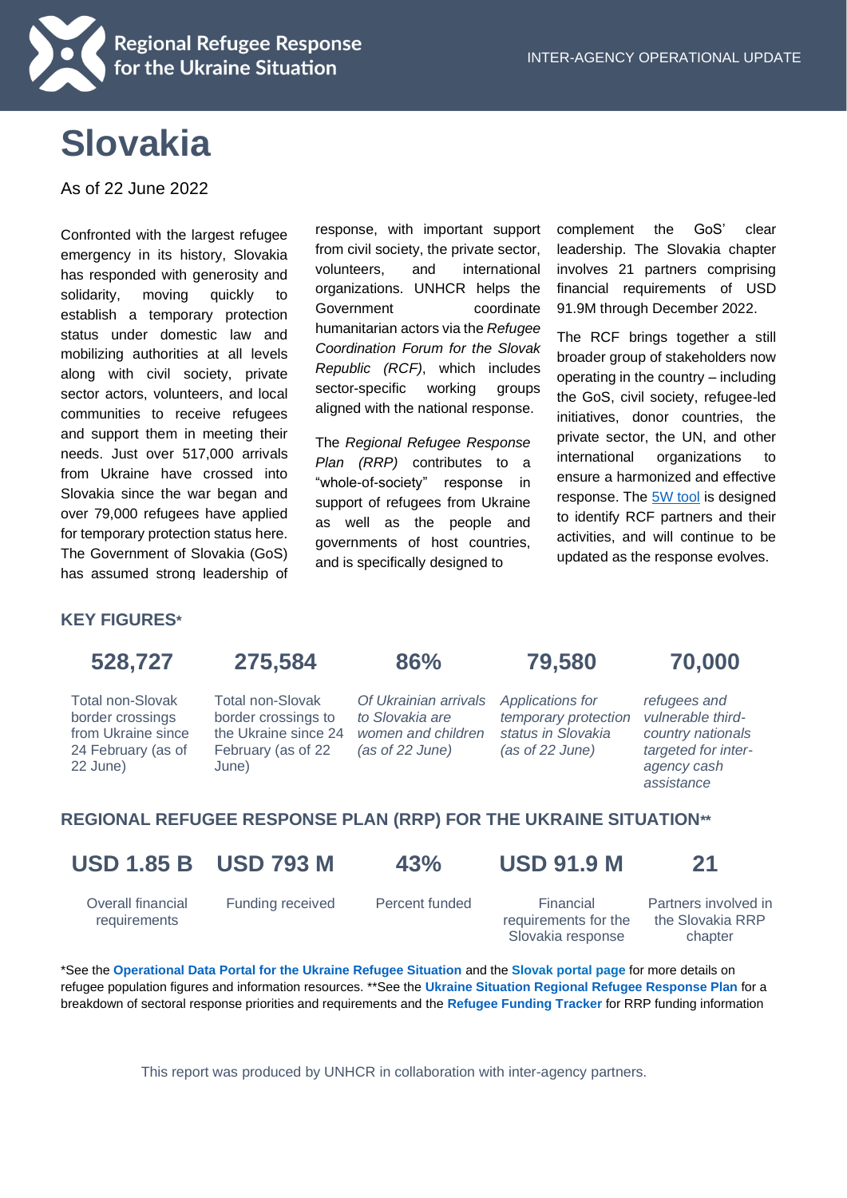Regional Refugee Response for the Ukraine Situation

INTER-AGENCY OPERATIONAL UPDATE

# Slovakia

As of 22 June 2022

Confronted with the largest refugee emergency in its history, Slovakia has responded with generosity and solidarity, moving quickly to establish a temporary protection status under domestic law and mobilizing authorities at all levels along with civil society, private sector actors, volunteers, and local communities to receive refugees and support them in meeting their needs. Just over 517,000 arrivals from Ukraine have crossed into Slovakia since the war began and over 79,000 refugees have applied for temporary protection status here. The Government of Slovakia (GoS) has assumed strong leadership of response, with important support from civil society, the private sector, volunteers, and international organizations. UNHCR helps the Government coordinate humanitarian actors via the *Refugee Coordination Forum for the Slovak Republic (RCF)*, which includes sector-specific working groups aligned with the national response.

The *Regional Refugee Response Plan (RRP)* contributes to a "whole-of-society" response in support of refugees from Ukraine as well as the people and governments of host countries, and is specifically designed to complement the GoS' clear leadership. The Slovakia chapter involves 21 partners comprising financial requirements of USD 91.9M through December 2022.

The RCF brings together a still broader group of stakeholders now operating in the country – including the GoS, civil society, refugee-led initiatives, donor countries, the private sector, the UN, and other international organizations to ensure a harmonized and effective response. The 5W tool is designed to identify RCF partners and their activities, and will continue to be updated as the response evolves.

## KEY FIGURES*

| 528,727 | 275,584 | 86% | 79,580 | 70,000 |
|---|---|---|---|---|
| Total non-Slovak border crossings from Ukraine since 24 February (as of 22 June) | Total non-Slovak border crossings to the Ukraine since 24 February (as of 22 June) | *Of Ukrainian arrivals to Slovakia are women and children (as of 22 June)* | *Applications for temporary protection status in Slovakia (as of 22 June)* | *refugees and vulnerable third-country nationals targeted for inter-agency cash assistance* |

## REGIONAL REFUGEE RESPONSE PLAN (RRP) FOR THE UKRAINE SITUATION**

| USD 1.85 B | USD 793 M | 43% | USD 91.9 M | 21 |
|---|---|---|---|---|
| Overall financial requirements | Funding received | Percent funded | Financial requirements for the Slovakia response | Partners involved in the Slovakia RRP chapter |

*See the **Operational Data Portal for the Ukraine Refugee Situation** and the **Slovak portal page** for more details on refugee population figures and information resources. **See the **Ukraine Situation Regional Refugee Response Plan** for a breakdown of sectoral response priorities and requirements and the **Refugee Funding Tracker** for RRP funding information

This report was produced by UNHCR in collaboration with inter-agency partners.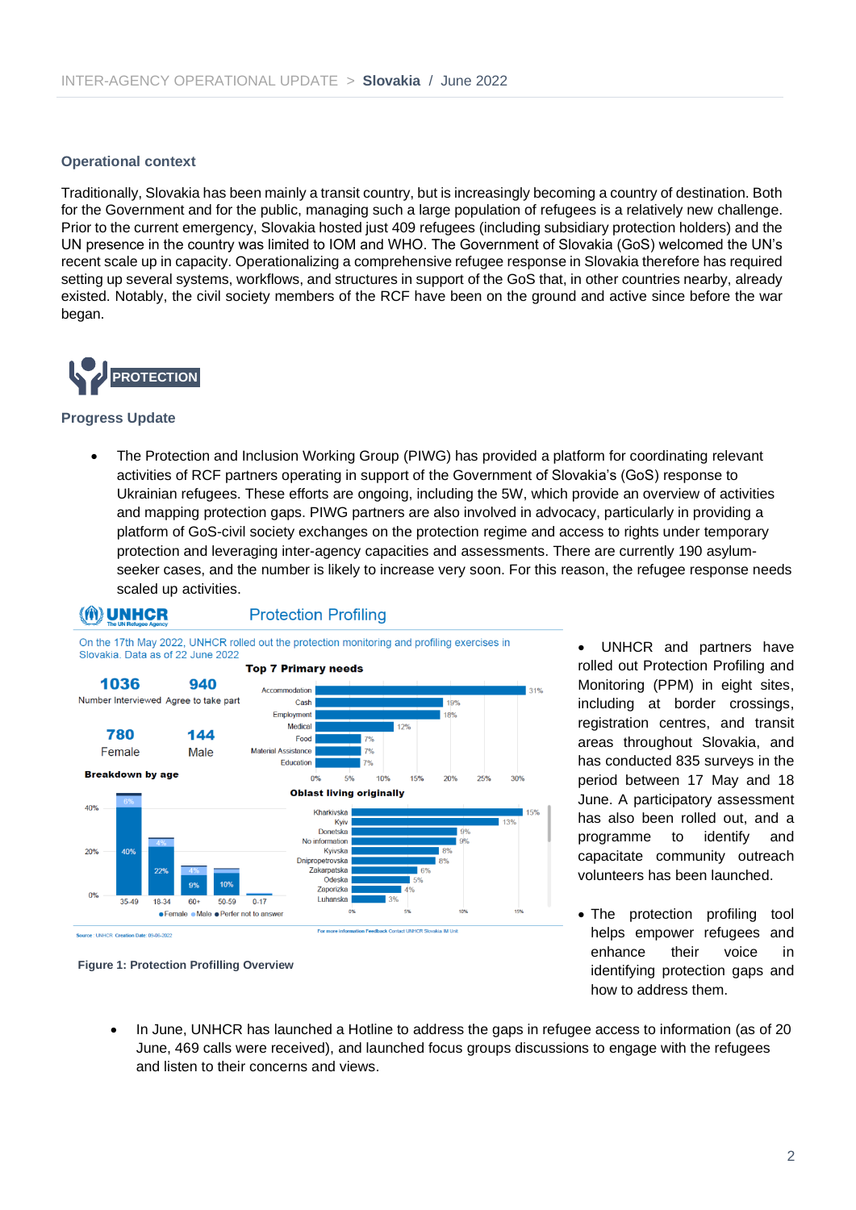### Operational context

Traditionally, Slovakia has been mainly a transit country, but is increasingly becoming a country of destination. Both for the Government and for the public, managing such a large population of refugees is a relatively new challenge. Prior to the current emergency, Slovakia hosted just 409 refugees (including subsidiary protection holders) and the UN presence in the country was limited to IOM and WHO. The Government of Slovakia (GoS) welcomed the UN's recent scale up in capacity. Operationalizing a comprehensive refugee response in Slovakia therefore has required setting up several systems, workflows, and structures in support of the GoS that, in other countries nearby, already existed. Notably, the civil society members of the RCF have been on the ground and active since before the war began.

## PROTECTION

### Progress Update

- The Protection and Inclusion Working Group (PIWG) has provided a platform for coordinating relevant activities of RCF partners operating in support of the Government of Slovakia's (GoS) response to Ukrainian refugees. These efforts are ongoing, including the 5W, which provide an overview of activities and mapping protection gaps. PIWG partners are also involved in advocacy, particularly in providing a platform of GoS-civil society exchanges on the protection regime and access to rights under temporary protection and leveraging inter-agency capacities and assessments. There are currently 190 asylum-seeker cases, and the number is likely to increase very soon. For this reason, the refugee response needs scaled up activities.

**UNHCR — Protection Profiling**

On the 17th May 2022, UNHCR rolled out the protection monitoring and profiling exercises in Slovakia. Data as of 22 June 2022

| 1036 | 940 |
|---|---|
| Number Interviewed | Agree to take part |
| 780 | 144 |
| Female | Male |

**Top 7 Primary needs**

| Need | % |
|---|---|
| Accommodation | 31% |
| Cash | 19% |
| Employment | 18% |
| Medical | 12% |
| Food | 7% |
| Material Assistance | 7% |
| Education | 7% |

**Breakdown by age**

| Age | Female | Male |
|---|---|---|
| 35-49 | 40% | 6% |
| 18-34 | 22% | 4% |
| 60+ | 9% | 4% |
| 50-59 | 10% | |
| 0-17 | | |

● Female ● Male ● Perfer not to answer

**Oblast living originally**

| Oblast | % |
|---|---|
| Kharkivska | 15% |
| Kyiv | 13% |
| Donetska | 9% |
| No information | 9% |
| Kyivska | 8% |
| Dnipropetrovska | 8% |
| Zakarpatska | 6% |
| Odeska | 5% |
| Zaporizka | 4% |
| Luhanska | 3% |

Source: UNHCR Creation Date: 09-06-2022

For more information Feedback Contact UNHCR Slovakia IM Unit

**Figure 1: Protection Profilling Overview**

- UNHCR and partners have rolled out Protection Profiling and Monitoring (PPM) in eight sites, including at border crossings, registration centres, and transit areas throughout Slovakia, and has conducted 835 surveys in the period between 17 May and 18 June. A participatory assessment has also been rolled out, and a programme to identify and capacitate community outreach volunteers has been launched.

- The protection profiling tool helps empower refugees and enhance their voice in identifying protection gaps and how to address them.

- In June, UNHCR has launched a Hotline to address the gaps in refugee access to information (as of 20 June, 469 calls were received), and launched focus groups discussions to engage with the refugees and listen to their concerns and views.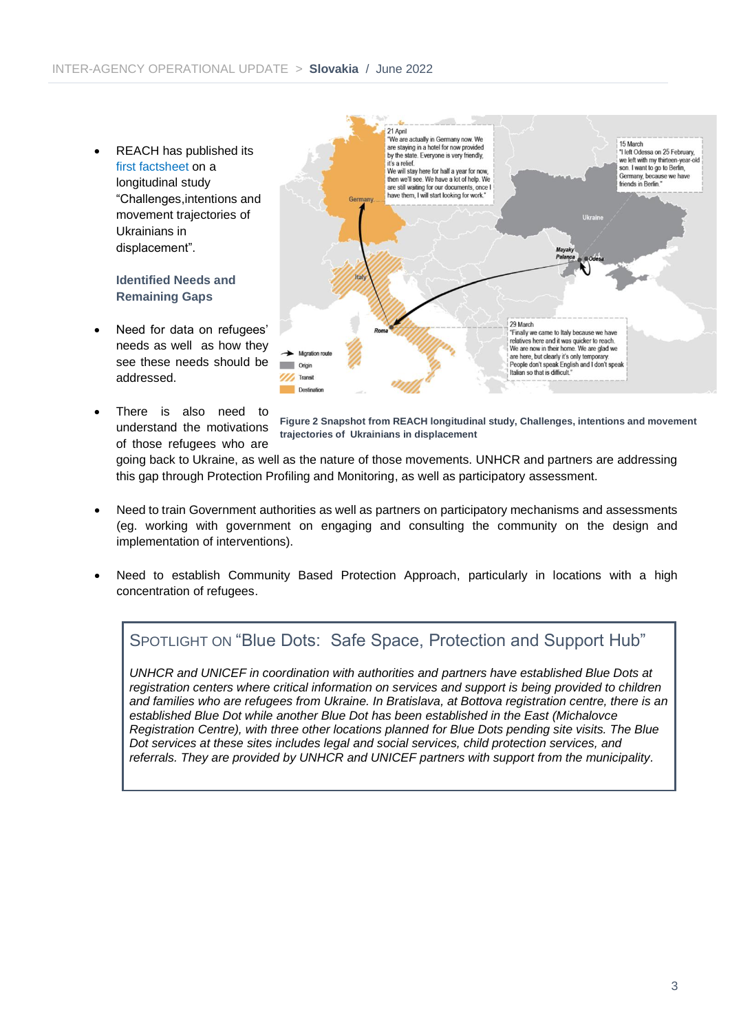- REACH has published its first factsheet on a longitudinal study “Challenges,intentions and movement trajectories of Ukrainians in displacement”.

### Identified Needs and Remaining Gaps

- Need for data on refugees’ needs as well as how they see these needs should be addressed.
- There is also need to understand the motivations of those refugees who are going back to Ukraine, as well as the nature of those movements. UNHCR and partners are addressing this gap through Protection Profiling and Monitoring, as well as participatory assessment.

**Figure 2 Snapshot from REACH longitudinal study, Challenges, intentions and movement trajectories of Ukrainians in displacement**

- Need to train Government authorities as well as partners on participatory mechanisms and assessments (eg. working with government on engaging and consulting the community on the design and implementation of interventions).
- Need to establish Community Based Protection Approach, particularly in locations with a high concentration of refugees.

## SPOTLIGHT ON “Blue Dots: Safe Space, Protection and Support Hub”

*UNHCR and UNICEF in coordination with authorities and partners have established Blue Dots at registration centers where critical information on services and support is being provided to children and families who are refugees from Ukraine. In Bratislava, at Bottova registration centre, there is an established Blue Dot while another Blue Dot has been established in the East (Michalovce Registration Centre), with three other locations planned for Blue Dots pending site visits. The Blue Dot services at these sites includes legal and social services, child protection services, and referrals. They are provided by UNHCR and UNICEF partners with support from the municipality.*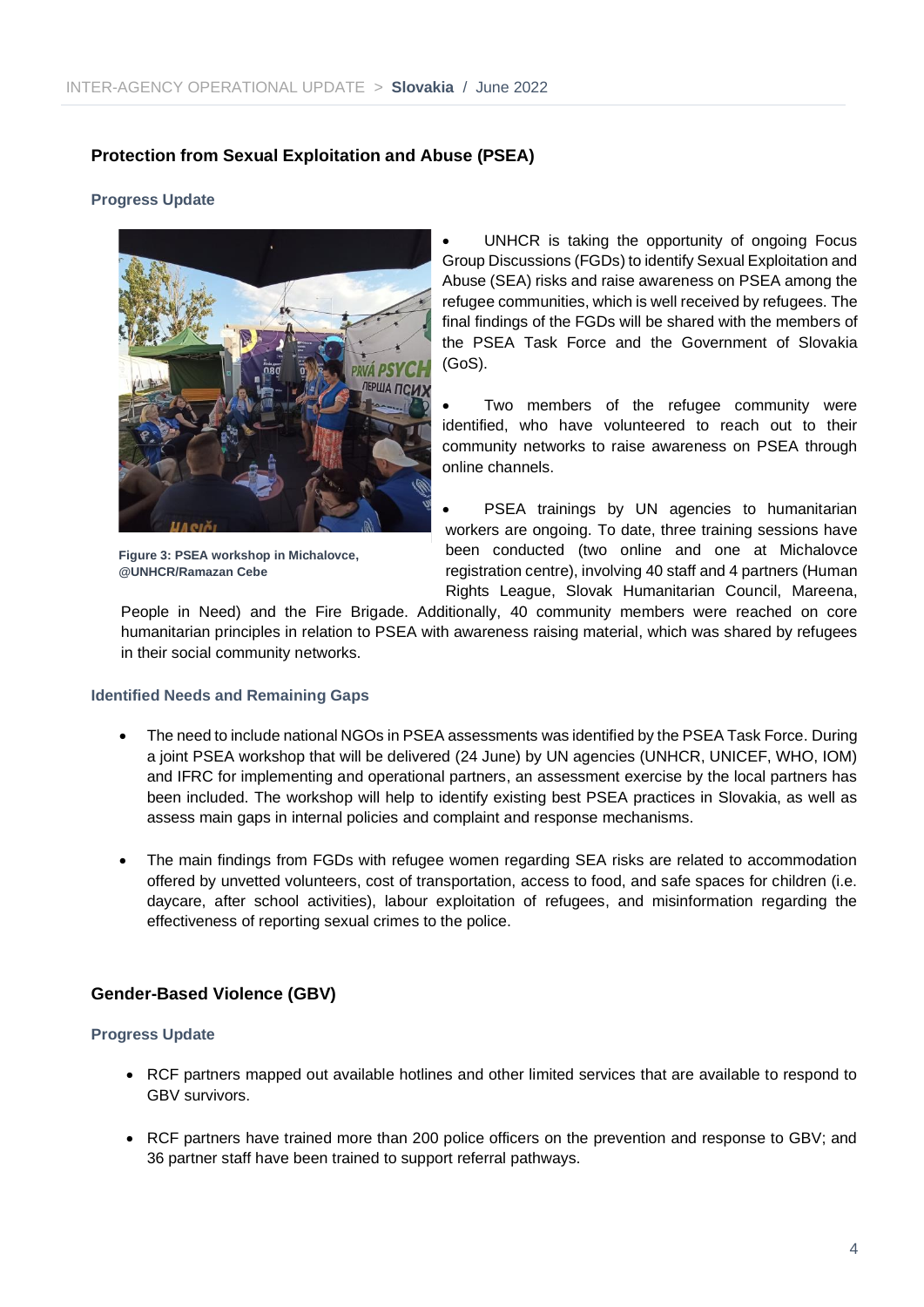## Protection from Sexual Exploitation and Abuse (PSEA)

### Progress Update

Figure 3: PSEA workshop in Michalovce, @UNHCR/Ramazan Cebe

- UNHCR is taking the opportunity of ongoing Focus Group Discussions (FGDs) to identify Sexual Exploitation and Abuse (SEA) risks and raise awareness on PSEA among the refugee communities, which is well received by refugees. The final findings of the FGDs will be shared with the members of the PSEA Task Force and the Government of Slovakia (GoS).
- Two members of the refugee community were identified, who have volunteered to reach out to their community networks to raise awareness on PSEA through online channels.
- PSEA trainings by UN agencies to humanitarian workers are ongoing. To date, three training sessions have been conducted (two online and one at Michalovce registration centre), involving 40 staff and 4 partners (Human Rights League, Slovak Humanitarian Council, Mareena, People in Need) and the Fire Brigade. Additionally, 40 community members were reached on core humanitarian principles in relation to PSEA with awareness raising material, which was shared by refugees in their social community networks.

### Identified Needs and Remaining Gaps

- The need to include national NGOs in PSEA assessments was identified by the PSEA Task Force. During a joint PSEA workshop that will be delivered (24 June) by UN agencies (UNHCR, UNICEF, WHO, IOM) and IFRC for implementing and operational partners, an assessment exercise by the local partners has been included. The workshop will help to identify existing best PSEA practices in Slovakia, as well as assess main gaps in internal policies and complaint and response mechanisms.
- The main findings from FGDs with refugee women regarding SEA risks are related to accommodation offered by unvetted volunteers, cost of transportation, access to food, and safe spaces for children (i.e. daycare, after school activities), labour exploitation of refugees, and misinformation regarding the effectiveness of reporting sexual crimes to the police.

## Gender-Based Violence (GBV)

### Progress Update

- RCF partners mapped out available hotlines and other limited services that are available to respond to GBV survivors.
- RCF partners have trained more than 200 police officers on the prevention and response to GBV; and 36 partner staff have been trained to support referral pathways.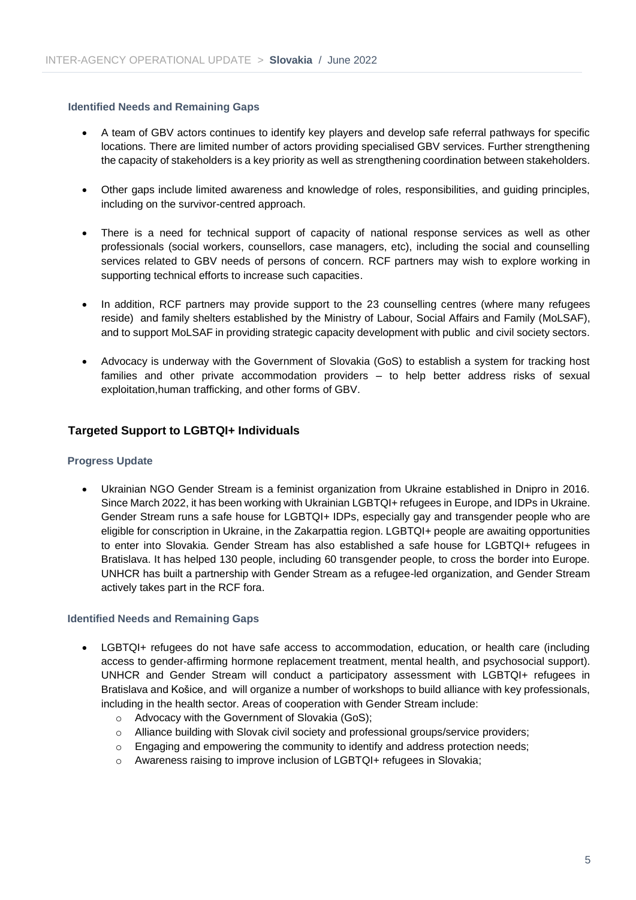#### Identified Needs and Remaining Gaps

- A team of GBV actors continues to identify key players and develop safe referral pathways for specific locations. There are limited number of actors providing specialised GBV services. Further strengthening the capacity of stakeholders is a key priority as well as strengthening coordination between stakeholders.

- Other gaps include limited awareness and knowledge of roles, responsibilities, and guiding principles, including on the survivor-centred approach.

- There is a need for technical support of capacity of national response services as well as other professionals (social workers, counsellors, case managers, etc), including the social and counselling services related to GBV needs of persons of concern. RCF partners may wish to explore working in supporting technical efforts to increase such capacities.

- In addition, RCF partners may provide support to the 23 counselling centres (where many refugees reside) and family shelters established by the Ministry of Labour, Social Affairs and Family (MoLSAF), and to support MoLSAF in providing strategic capacity development with public and civil society sectors.

- Advocacy is underway with the Government of Slovakia (GoS) to establish a system for tracking host families and other private accommodation providers – to help better address risks of sexual exploitation,human trafficking, and other forms of GBV.

### Targeted Support to LGBTQI+ Individuals

#### Progress Update

- Ukrainian NGO Gender Stream is a feminist organization from Ukraine established in Dnipro in 2016. Since March 2022, it has been working with Ukrainian LGBTQI+ refugees in Europe, and IDPs in Ukraine. Gender Stream runs a safe house for LGBTQI+ IDPs, especially gay and transgender people who are eligible for conscription in Ukraine, in the Zakarpattia region. LGBTQI+ people are awaiting opportunities to enter into Slovakia. Gender Stream has also established a safe house for LGBTQI+ refugees in Bratislava. It has helped 130 people, including 60 transgender people, to cross the border into Europe. UNHCR has built a partnership with Gender Stream as a refugee-led organization, and Gender Stream actively takes part in the RCF fora.

#### Identified Needs and Remaining Gaps

- LGBTQI+ refugees do not have safe access to accommodation, education, or health care (including access to gender-affirming hormone replacement treatment, mental health, and psychosocial support). UNHCR and Gender Stream will conduct a participatory assessment with LGBTQI+ refugees in Bratislava and Košice, and will organize a number of workshops to build alliance with key professionals, including in the health sector. Areas of cooperation with Gender Stream include:
  - Advocacy with the Government of Slovakia (GoS);
  - Alliance building with Slovak civil society and professional groups/service providers;
  - Engaging and empowering the community to identify and address protection needs;
  - Awareness raising to improve inclusion of LGBTQI+ refugees in Slovakia;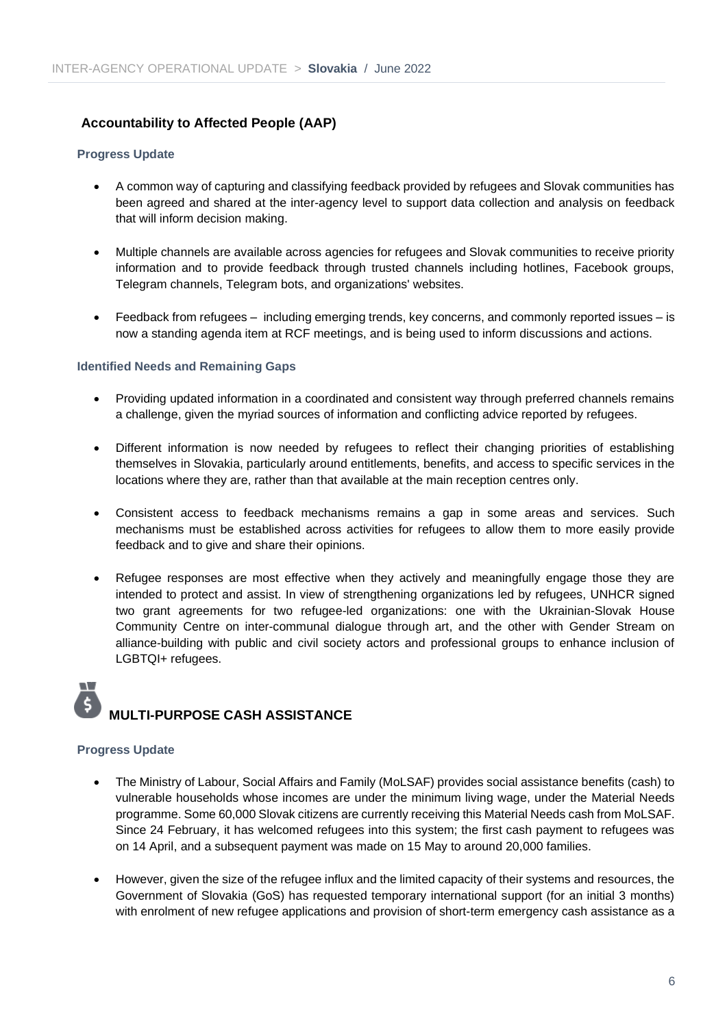## Accountability to Affected People (AAP)

### Progress Update

- A common way of capturing and classifying feedback provided by refugees and Slovak communities has been agreed and shared at the inter-agency level to support data collection and analysis on feedback that will inform decision making.
- Multiple channels are available across agencies for refugees and Slovak communities to receive priority information and to provide feedback through trusted channels including hotlines, Facebook groups, Telegram channels, Telegram bots, and organizations' websites.
- Feedback from refugees – including emerging trends, key concerns, and commonly reported issues – is now a standing agenda item at RCF meetings, and is being used to inform discussions and actions.

### Identified Needs and Remaining Gaps

- Providing updated information in a coordinated and consistent way through preferred channels remains a challenge, given the myriad sources of information and conflicting advice reported by refugees.
- Different information is now needed by refugees to reflect their changing priorities of establishing themselves in Slovakia, particularly around entitlements, benefits, and access to specific services in the locations where they are, rather than that available at the main reception centres only.
- Consistent access to feedback mechanisms remains a gap in some areas and services. Such mechanisms must be established across activities for refugees to allow them to more easily provide feedback and to give and share their opinions.
- Refugee responses are most effective when they actively and meaningfully engage those they are intended to protect and assist. In view of strengthening organizations led by refugees, UNHCR signed two grant agreements for two refugee-led organizations: one with the Ukrainian-Slovak House Community Centre on inter-communal dialogue through art, and the other with Gender Stream on alliance-building with public and civil society actors and professional groups to enhance inclusion of LGBTQI+ refugees.

## MULTI-PURPOSE CASH ASSISTANCE

### Progress Update

- The Ministry of Labour, Social Affairs and Family (MoLSAF) provides social assistance benefits (cash) to vulnerable households whose incomes are under the minimum living wage, under the Material Needs programme. Some 60,000 Slovak citizens are currently receiving this Material Needs cash from MoLSAF. Since 24 February, it has welcomed refugees into this system; the first cash payment to refugees was on 14 April, and a subsequent payment was made on 15 May to around 20,000 families.
- However, given the size of the refugee influx and the limited capacity of their systems and resources, the Government of Slovakia (GoS) has requested temporary international support (for an initial 3 months) with enrolment of new refugee applications and provision of short-term emergency cash assistance as a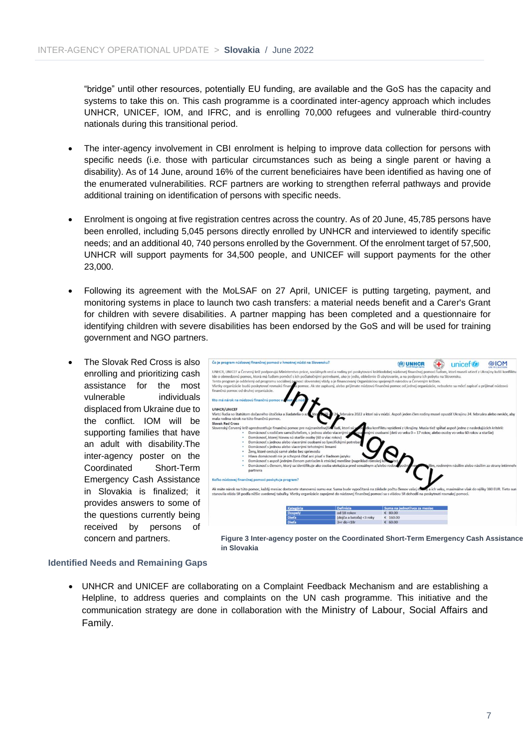"bridge" until other resources, potentially EU funding, are available and the GoS has the capacity and systems to take this on. This cash programme is a coordinated inter-agency approach which includes UNHCR, UNICEF, IOM, and IFRC, and is enrolling 70,000 refugees and vulnerable third-country nationals during this transitional period.

- The inter-agency involvement in CBI enrolment is helping to improve data collection for persons with specific needs (i.e. those with particular circumstances such as being a single parent or having a disability). As of 14 June, around 16% of the current beneficiaires have been identified as having one of the enumerated vulnerabilities. RCF partners are working to strengthen referral pathways and provide additional training on identification of persons with specific needs.

- Enrolment is ongoing at five registration centres across the country. As of 20 June, 45,785 persons have been enrolled, including 5,045 persons directly enrolled by UNHCR and interviewed to identify specific needs; and an additional 40, 740 persons enrolled by the Government. Of the enrolment target of 57,500, UNHCR will support payments for 34,500 people, and UNICEF will support payments for the other 23,000.

- Following its agreement with the MoLSAF on 27 April, UNICEF is putting targeting, payment, and monitoring systems in place to launch two cash transfers: a material needs benefit and a Carer's Grant for children with severe disabilities. A partner mapping has been completed and a questionnaire for identifying children with severe disabilities has been endorsed by the GoS and will be used for training government and NGO partners.

- The Slovak Red Cross is also enrolling and prioritizing cash assistance for the most vulnerable individuals displaced from Ukraine due to the conflict. IOM will be supporting families that have an adult with disability.The inter-agency poster on the Coordinated Short-Term Emergency Cash Assistance in Slovakia is finalized; it provides answers to some of the questions currently being received by persons of concern and partners.

**Figure 3 Inter-agency poster on the Coordinated Short-Term Emergency Cash Assistance in Slovakia**

### Identified Needs and Remaining Gaps

- UNHCR and UNICEF are collaborating on a Complaint Feedback Mechanism and are establishing a Helpline, to address queries and complaints on the UN cash programme. This initiative and the communication strategy are done in collaboration with the Ministry of Labour, Social Affairs and Family.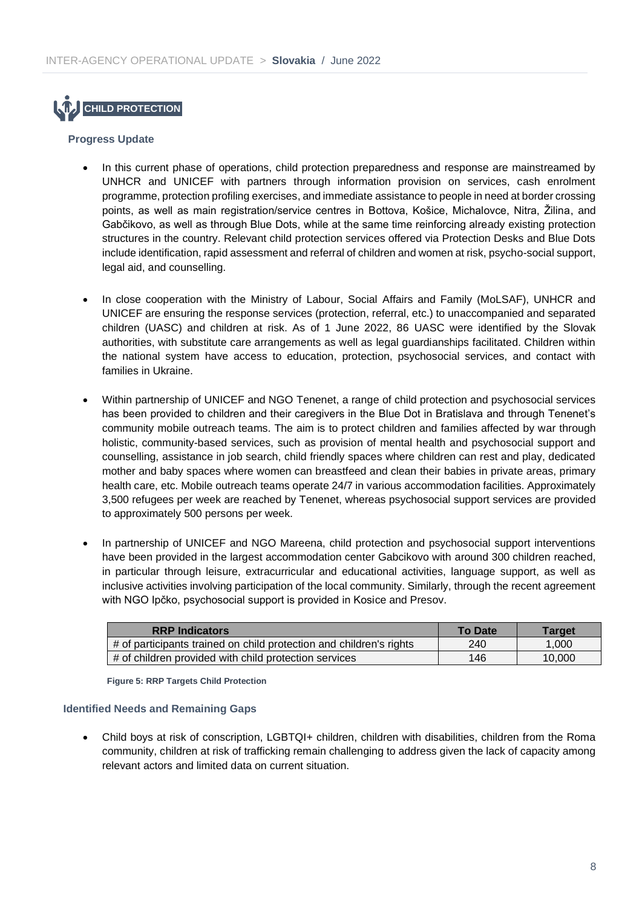## CHILD PROTECTION

### Progress Update

- In this current phase of operations, child protection preparedness and response are mainstreamed by UNHCR and UNICEF with partners through information provision on services, cash enrolment programme, protection profiling exercises, and immediate assistance to people in need at border crossing points, as well as main registration/service centres in Bottova, Košice, Michalovce, Nitra, Žilina, and Gabčikovo, as well as through Blue Dots, while at the same time reinforcing already existing protection structures in the country. Relevant child protection services offered via Protection Desks and Blue Dots include identification, rapid assessment and referral of children and women at risk, psycho-social support, legal aid, and counselling.

- In close cooperation with the Ministry of Labour, Social Affairs and Family (MoLSAF), UNHCR and UNICEF are ensuring the response services (protection, referral, etc.) to unaccompanied and separated children (UASC) and children at risk. As of 1 June 2022, 86 UASC were identified by the Slovak authorities, with substitute care arrangements as well as legal guardianships facilitated. Children within the national system have access to education, protection, psychosocial services, and contact with families in Ukraine.

- Within partnership of UNICEF and NGO Tenenet, a range of child protection and psychosocial services has been provided to children and their caregivers in the Blue Dot in Bratislava and through Tenenet's community mobile outreach teams. The aim is to protect children and families affected by war through holistic, community-based services, such as provision of mental health and psychosocial support and counselling, assistance in job search, child friendly spaces where children can rest and play, dedicated mother and baby spaces where women can breastfeed and clean their babies in private areas, primary health care, etc. Mobile outreach teams operate 24/7 in various accommodation facilities. Approximately 3,500 refugees per week are reached by Tenenet, whereas psychosocial support services are provided to approximately 500 persons per week.

- In partnership of UNICEF and NGO Mareena, child protection and psychosocial support interventions have been provided in the largest accommodation center Gabcikovo with around 300 children reached, in particular through leisure, extracurricular and educational activities, language support, as well as inclusive activities involving participation of the local community. Similarly, through the recent agreement with NGO Ipčko, psychosocial support is provided in Kosice and Presov.

| RRP Indicators | To Date | Target |
|---|---|---|
| # of participants trained on child protection and children's rights | 240 | 1,000 |
| # of children provided with child protection services | 146 | 10,000 |

**Figure 5: RRP Targets Child Protection**

### Identified Needs and Remaining Gaps

- Child boys at risk of conscription, LGBTQI+ children, children with disabilities, children from the Roma community, children at risk of trafficking remain challenging to address given the lack of capacity among relevant actors and limited data on current situation.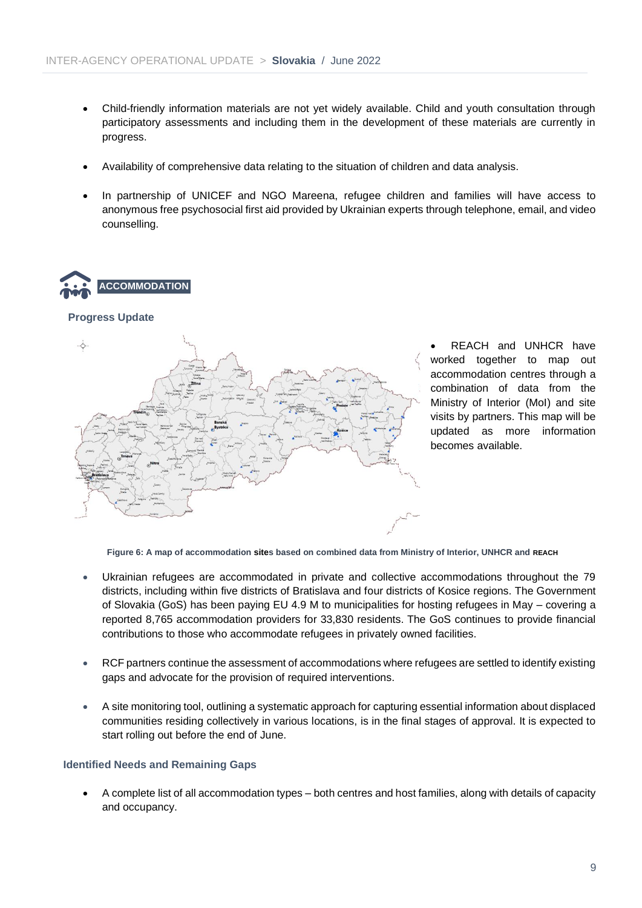- Child-friendly information materials are not yet widely available. Child and youth consultation through participatory assessments and including them in the development of these materials are currently in progress.
- Availability of comprehensive data relating to the situation of children and data analysis.
- In partnership of UNICEF and NGO Mareena, refugee children and families will have access to anonymous free psychosocial first aid provided by Ukrainian experts through telephone, email, and video counselling.

## ACCOMMODATION

### Progress Update

- REACH and UNHCR have worked together to map out accommodation centres through a combination of data from the Ministry of Interior (MoI) and site visits by partners. This map will be updated as more information becomes available.

**Figure 6: A map of accommodation sites based on combined data from Ministry of Interior, UNHCR and REACH**

- Ukrainian refugees are accommodated in private and collective accommodations throughout the 79 districts, including within five districts of Bratislava and four districts of Kosice regions. The Government of Slovakia (GoS) has been paying EU 4.9 M to municipalities for hosting refugees in May – covering a reported 8,765 accommodation providers for 33,830 residents. The GoS continues to provide financial contributions to those who accommodate refugees in privately owned facilities.
- RCF partners continue the assessment of accommodations where refugees are settled to identify existing gaps and advocate for the provision of required interventions.
- A site monitoring tool, outlining a systematic approach for capturing essential information about displaced communities residing collectively in various locations, is in the final stages of approval. It is expected to start rolling out before the end of June.

### Identified Needs and Remaining Gaps

- A complete list of all accommodation types – both centres and host families, along with details of capacity and occupancy.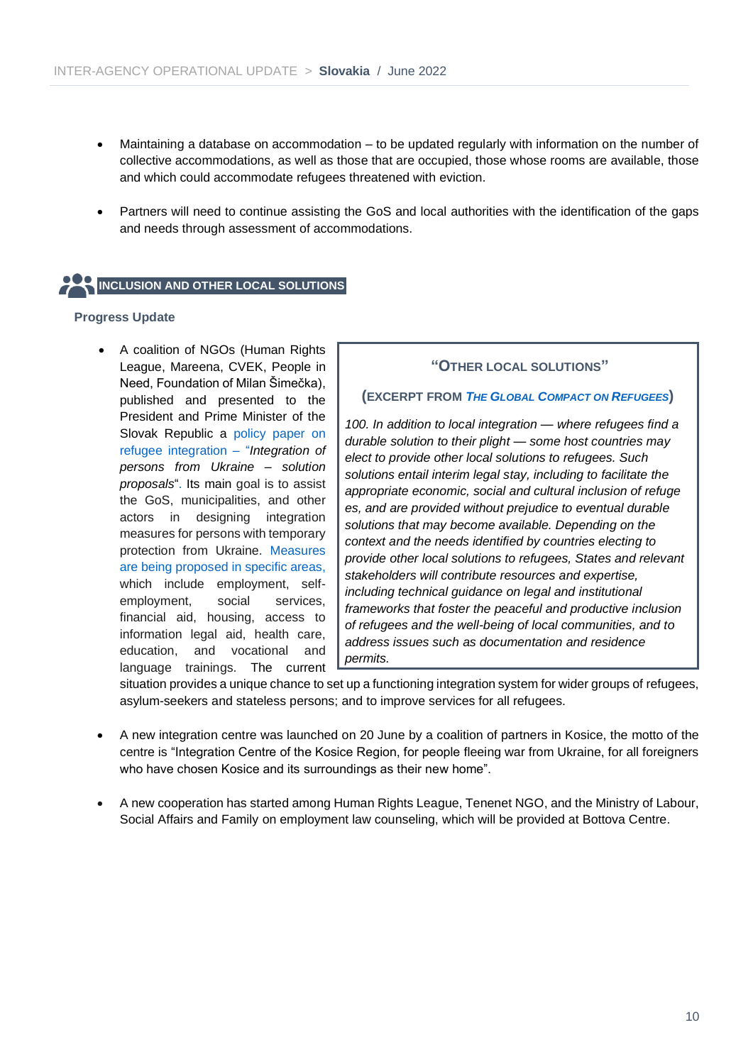- Maintaining a database on accommodation – to be updated regularly with information on the number of collective accommodations, as well as those that are occupied, those whose rooms are available, those and which could accommodate refugees threatened with eviction.

- Partners will need to continue assisting the GoS and local authorities with the identification of the gaps and needs through assessment of accommodations.

## INCLUSION AND OTHER LOCAL SOLUTIONS

### Progress Update

- A coalition of NGOs (Human Rights League, Mareena, CVEK, People in Need, Foundation of Milan Šimečka), published and presented to the President and Prime Minister of the Slovak Republic a policy paper on refugee integration – "*Integration of persons from Ukraine – solution proposals*". Its main goal is to assist the GoS, municipalities, and other actors in designing integration measures for persons with temporary protection from Ukraine. Measures are being proposed in specific areas, which include employment, self-employment, social services, financial aid, housing, access to information legal aid, health care, education, and vocational and language trainings. The current situation provides a unique chance to set up a functioning integration system for wider groups of refugees, asylum-seekers and stateless persons; and to improve services for all refugees.

> **"OTHER LOCAL SOLUTIONS"**
>
> **(EXCERPT FROM *THE GLOBAL COMPACT ON REFUGEES*)**
>
> *100. In addition to local integration — where refugees find a durable solution to their plight — some host countries may elect to provide other local solutions to refugees. Such solutions entail interim legal stay, including to facilitate the appropriate economic, social and cultural inclusion of refuge es, and are provided without prejudice to eventual durable solutions that may become available. Depending on the context and the needs identified by countries electing to provide other local solutions to refugees, States and relevant stakeholders will contribute resources and expertise, including technical guidance on legal and institutional frameworks that foster the peaceful and productive inclusion of refugees and the well-being of local communities, and to address issues such as documentation and residence permits.*

- A new integration centre was launched on 20 June by a coalition of partners in Kosice, the motto of the centre is "Integration Centre of the Kosice Region, for people fleeing war from Ukraine, for all foreigners who have chosen Kosice and its surroundings as their new home".

- A new cooperation has started among Human Rights League, Tenenet NGO, and the Ministry of Labour, Social Affairs and Family on employment law counseling, which will be provided at Bottova Centre.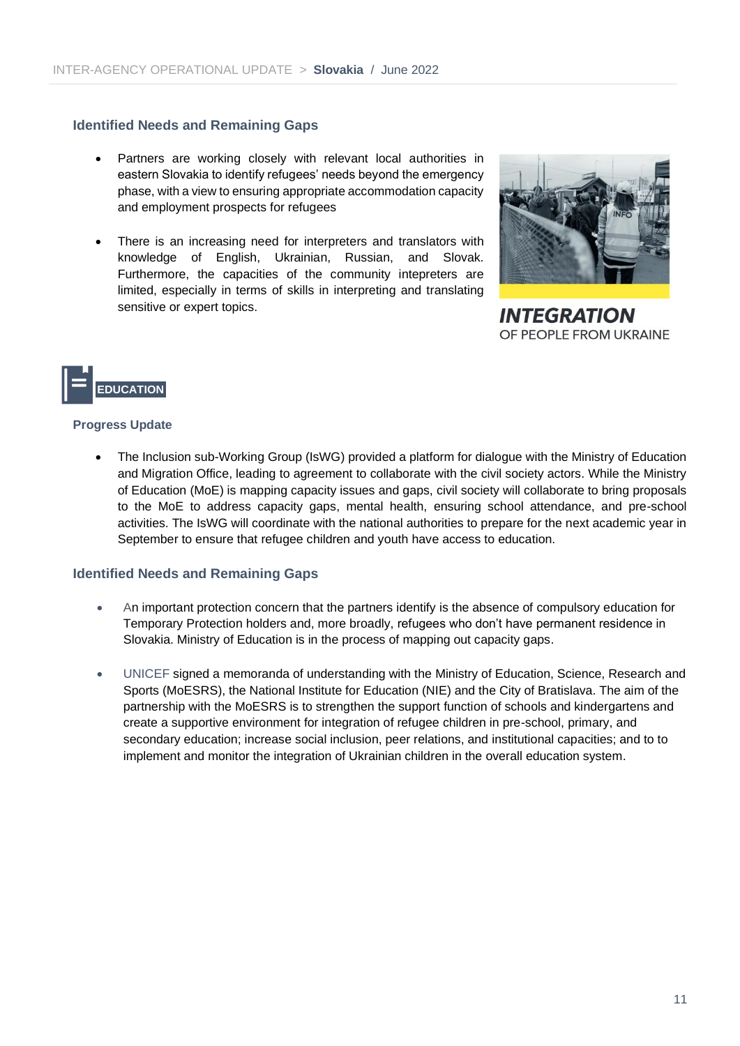### Identified Needs and Remaining Gaps

- Partners are working closely with relevant local authorities in eastern Slovakia to identify refugees' needs beyond the emergency phase, with a view to ensuring appropriate accommodation capacity and employment prospects for refugees
- There is an increasing need for interpreters and translators with knowledge of English, Ukrainian, Russian, and Slovak. Furthermore, the capacities of the community intepreters are limited, especially in terms of skills in interpreting and translating sensitive or expert topics.

## EDUCATION

### Progress Update

- The Inclusion sub-Working Group (IsWG) provided a platform for dialogue with the Ministry of Education and Migration Office, leading to agreement to collaborate with the civil society actors. While the Ministry of Education (MoE) is mapping capacity issues and gaps, civil society will collaborate to bring proposals to the MoE to address capacity gaps, mental health, ensuring school attendance, and pre-school activities. The IsWG will coordinate with the national authorities to prepare for the next academic year in September to ensure that refugee children and youth have access to education.

### Identified Needs and Remaining Gaps

- An important protection concern that the partners identify is the absence of compulsory education for Temporary Protection holders and, more broadly, refugees who don't have permanent residence in Slovakia. Ministry of Education is in the process of mapping out capacity gaps.
- UNICEF signed a memoranda of understanding with the Ministry of Education, Science, Research and Sports (MoESRS), the National Institute for Education (NIE) and the City of Bratislava. The aim of the partnership with the MoESRS is to strengthen the support function of schools and kindergartens and create a supportive environment for integration of refugee children in pre-school, primary, and secondary education; increase social inclusion, peer relations, and institutional capacities; and to to implement and monitor the integration of Ukrainian children in the overall education system.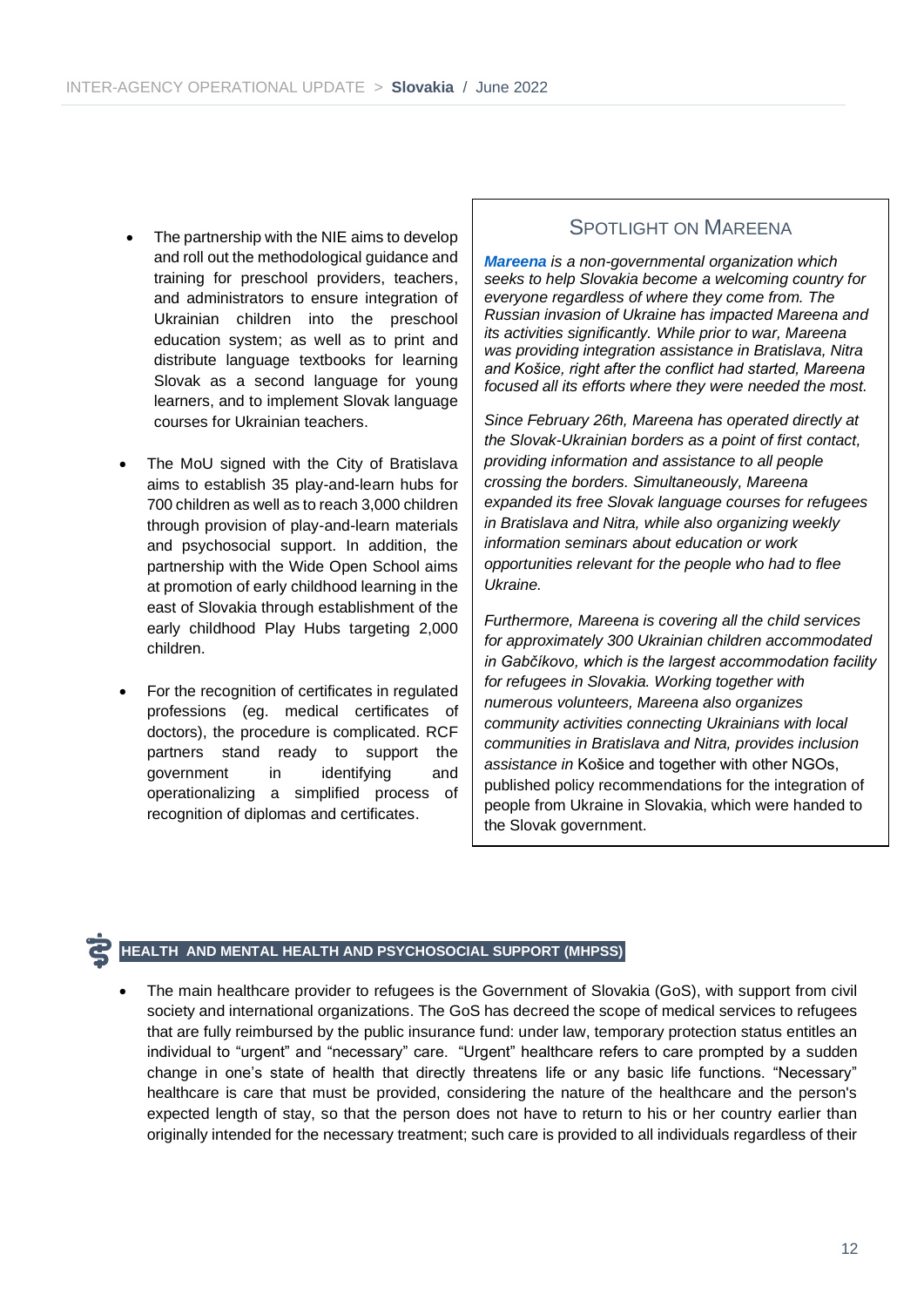- The partnership with the NIE aims to develop and roll out the methodological guidance and training for preschool providers, teachers, and administrators to ensure integration of Ukrainian children into the preschool education system; as well as to print and distribute language textbooks for learning Slovak as a second language for young learners, and to implement Slovak language courses for Ukrainian teachers.
- The MoU signed with the City of Bratislava aims to establish 35 play-and-learn hubs for 700 children as well as to reach 3,000 children through provision of play-and-learn materials and psychosocial support. In addition, the partnership with the Wide Open School aims at promotion of early childhood learning in the east of Slovakia through establishment of the early childhood Play Hubs targeting 2,000 children.
- For the recognition of certificates in regulated professions (eg. medical certificates of doctors), the procedure is complicated. RCF partners stand ready to support the government in identifying and operationalizing a simplified process of recognition of diplomas and certificates.

### SPOTLIGHT ON MAREENA

***Mareena*** *is a non-governmental organization which seeks to help Slovakia become a welcoming country for everyone regardless of where they come from. The Russian invasion of Ukraine has impacted Mareena and its activities significantly. While prior to war, Mareena was providing integration assistance in Bratislava, Nitra and Košice, right after the conflict had started, Mareena focused all its efforts where they were needed the most.*

*Since February 26th, Mareena has operated directly at the Slovak-Ukrainian borders as a point of first contact, providing information and assistance to all people crossing the borders. Simultaneously, Mareena expanded its free Slovak language courses for refugees in Bratislava and Nitra, while also organizing weekly information seminars about education or work opportunities relevant for the people who had to flee Ukraine.*

*Furthermore, Mareena is covering all the child services for approximately 300 Ukrainian children accommodated in Gabčíkovo, which is the largest accommodation facility for refugees in Slovakia. Working together with numerous volunteers, Mareena also organizes community activities connecting Ukrainians with local communities in Bratislava and Nitra, provides inclusion assistance in* Košice and together with other NGOs, published policy recommendations for the integration of people from Ukraine in Slovakia, which were handed to the Slovak government.

## HEALTH AND MENTAL HEALTH AND PSYCHOSOCIAL SUPPORT (MHPSS)

- The main healthcare provider to refugees is the Government of Slovakia (GoS), with support from civil society and international organizations. The GoS has decreed the scope of medical services to refugees that are fully reimbursed by the public insurance fund: under law, temporary protection status entitles an individual to "urgent" and "necessary" care. "Urgent" healthcare refers to care prompted by a sudden change in one's state of health that directly threatens life or any basic life functions. "Necessary" healthcare is care that must be provided, considering the nature of the healthcare and the person's expected length of stay, so that the person does not have to return to his or her country earlier than originally intended for the necessary treatment; such care is provided to all individuals regardless of their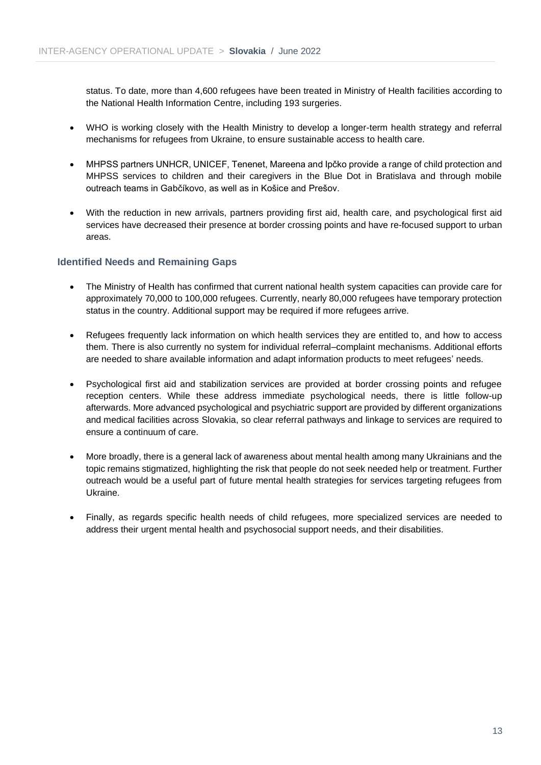status. To date, more than 4,600 refugees have been treated in Ministry of Health facilities according to the National Health Information Centre, including 193 surgeries.

- WHO is working closely with the Health Ministry to develop a longer-term health strategy and referral mechanisms for refugees from Ukraine, to ensure sustainable access to health care.
- MHPSS partners UNHCR, UNICEF, Tenenet, Mareena and Ipčko provide a range of child protection and MHPSS services to children and their caregivers in the Blue Dot in Bratislava and through mobile outreach teams in Gabčíkovo, as well as in Košice and Prešov.
- With the reduction in new arrivals, partners providing first aid, health care, and psychological first aid services have decreased their presence at border crossing points and have re-focused support to urban areas.

### Identified Needs and Remaining Gaps

- The Ministry of Health has confirmed that current national health system capacities can provide care for approximately 70,000 to 100,000 refugees. Currently, nearly 80,000 refugees have temporary protection status in the country. Additional support may be required if more refugees arrive.
- Refugees frequently lack information on which health services they are entitled to, and how to access them. There is also currently no system for individual referral–complaint mechanisms. Additional efforts are needed to share available information and adapt information products to meet refugees' needs.
- Psychological first aid and stabilization services are provided at border crossing points and refugee reception centers. While these address immediate psychological needs, there is little follow-up afterwards. More advanced psychological and psychiatric support are provided by different organizations and medical facilities across Slovakia, so clear referral pathways and linkage to services are required to ensure a continuum of care.
- More broadly, there is a general lack of awareness about mental health among many Ukrainians and the topic remains stigmatized, highlighting the risk that people do not seek needed help or treatment. Further outreach would be a useful part of future mental health strategies for services targeting refugees from Ukraine.
- Finally, as regards specific health needs of child refugees, more specialized services are needed to address their urgent mental health and psychosocial support needs, and their disabilities.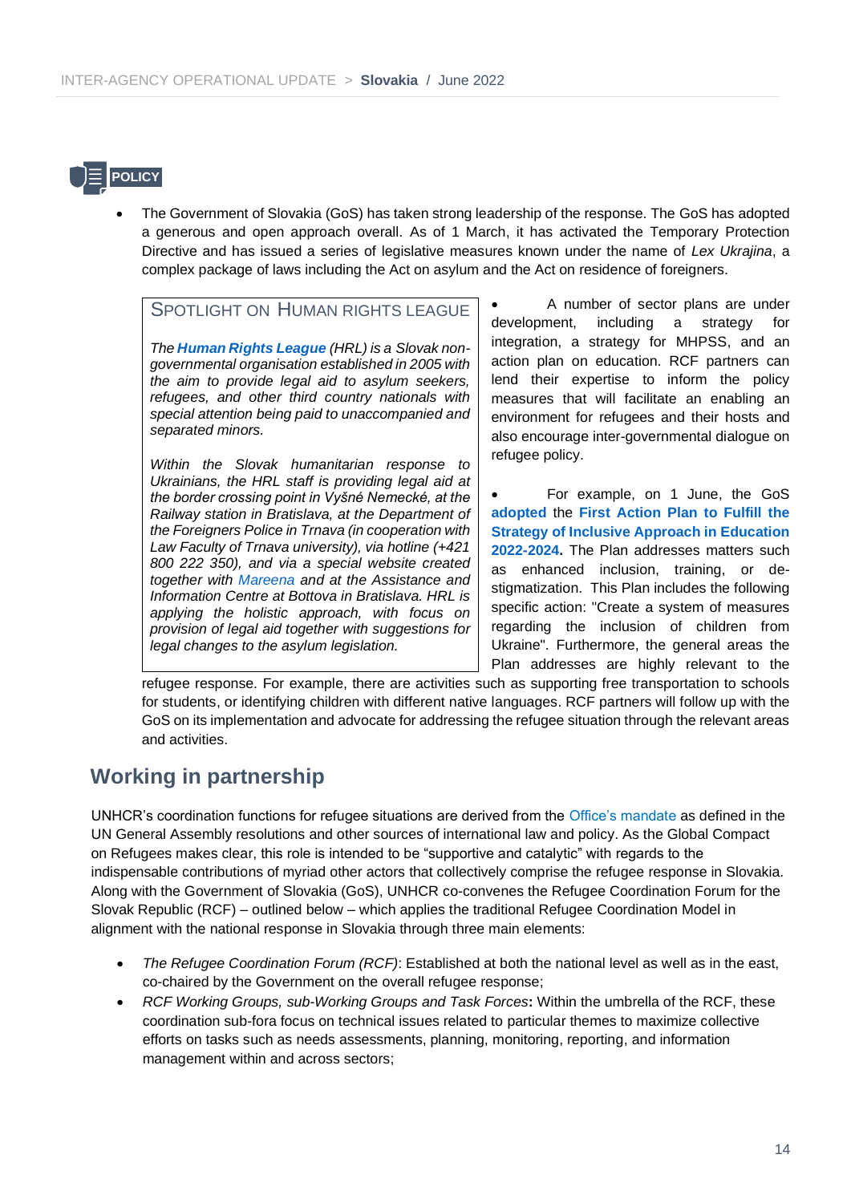## POLICY

- The Government of Slovakia (GoS) has taken strong leadership of the response. The GoS has adopted a generous and open approach overall. As of 1 March, it has activated the Temporary Protection Directive and has issued a series of legislative measures known under the name of *Lex Ukrajina*, a complex package of laws including the Act on asylum and the Act on residence of foreigners.

- A number of sector plans are under development, including a strategy for integration, a strategy for MHPSS, and an action plan on education. RCF partners can lend their expertise to inform the policy measures that will facilitate an enabling an environment for refugees and their hosts and also encourage inter-governmental dialogue on refugee policy.

- For example, on 1 June, the GoS **adopted** the **First Action Plan to Fulfill the Strategy of Inclusive Approach in Education 2022-2024.** The Plan addresses matters such as enhanced inclusion, training, or de-stigmatization. This Plan includes the following specific action: "Create a system of measures regarding the inclusion of children from Ukraine". Furthermore, the general areas the Plan addresses are highly relevant to the refugee response. For example, there are activities such as supporting free transportation to schools for students, or identifying children with different native languages. RCF partners will follow up with the GoS on its implementation and advocate for addressing the refugee situation through the relevant areas and activities.

> **SPOTLIGHT ON HUMAN RIGHTS LEAGUE**
>
> *The **Human Rights League** (HRL) is a Slovak non-governmental organisation established in 2005 with the aim to provide legal aid to asylum seekers, refugees, and other third country nationals with special attention being paid to unaccompanied and separated minors.*
>
> *Within the Slovak humanitarian response to Ukrainians, the HRL staff is providing legal aid at the border crossing point in Vyšné Nemecké, at the Railway station in Bratislava, at the Department of the Foreigners Police in Trnava (in cooperation with Law Faculty of Trnava university), via hotline (+421 800 222 350), and via a special website created together with Mareena and at the Assistance and Information Centre at Bottova in Bratislava. HRL is applying the holistic approach, with focus on provision of legal aid together with suggestions for legal changes to the asylum legislation.*

## Working in partnership

UNHCR's coordination functions for refugee situations are derived from the Office's mandate as defined in the UN General Assembly resolutions and other sources of international law and policy. As the Global Compact on Refugees makes clear, this role is intended to be "supportive and catalytic" with regards to the indispensable contributions of myriad other actors that collectively comprise the refugee response in Slovakia. Along with the Government of Slovakia (GoS), UNHCR co-convenes the Refugee Coordination Forum for the Slovak Republic (RCF) – outlined below – which applies the traditional Refugee Coordination Model in alignment with the national response in Slovakia through three main elements:

- *The Refugee Coordination Forum (RCF)*: Established at both the national level as well as in the east, co-chaired by the Government on the overall refugee response;
- *RCF Working Groups, sub-Working Groups and Task Forces*: Within the umbrella of the RCF, these coordination sub-fora focus on technical issues related to particular themes to maximize collective efforts on tasks such as needs assessments, planning, monitoring, reporting, and information management within and across sectors;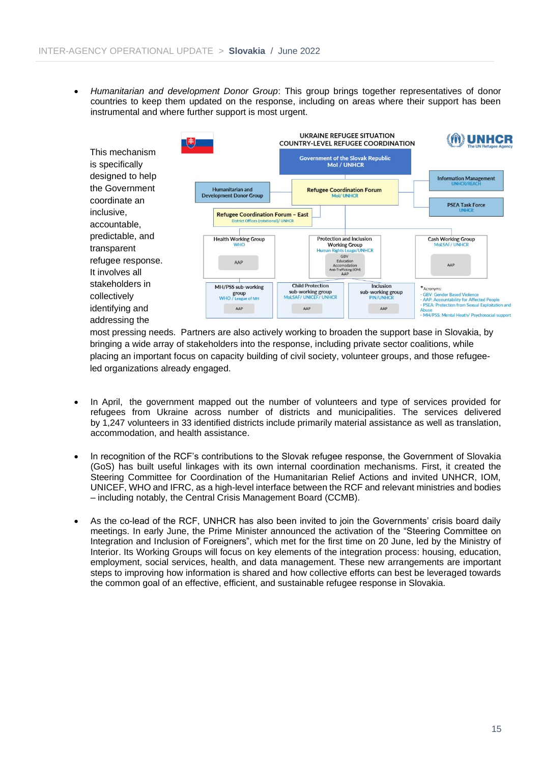- *Humanitarian and development Donor Group*: This group brings together representatives of donor countries to keep them updated on the response, including on areas where their support has been instrumental and where further support is most urgent.

This mechanism is specifically designed to help the Government coordinate an inclusive, accountable, predictable, and transparent refugee response. It involves all stakeholders in collectively identifying and addressing the most pressing needs. Partners are also actively working to broaden the support base in Slovakia, by bringing a wide array of stakeholders into the response, including private sector coalitions, while placing an important focus on capacity building of civil society, volunteer groups, and those refugee-led organizations already engaged.

- In April, the government mapped out the number of volunteers and type of services provided for refugees from Ukraine across number of districts and municipalities. The services delivered by 1,247 volunteers in 33 identified districts include primarily material assistance as well as translation, accommodation, and health assistance.

- In recognition of the RCF's contributions to the Slovak refugee response, the Government of Slovakia (GoS) has built useful linkages with its own internal coordination mechanisms. First, it created the Steering Committee for Coordination of the Humanitarian Relief Actions and invited UNHCR, IOM, UNICEF, WHO and IFRC, as a high-level interface between the RCF and relevant ministries and bodies – including notably, the Central Crisis Management Board (CCMB).

- As the co-lead of the RCF, UNHCR has also been invited to join the Governments' crisis board daily meetings. In early June, the Prime Minister announced the activation of the "Steering Committee on Integration and Inclusion of Foreigners", which met for the first time on 20 June, led by the Ministry of Interior. Its Working Groups will focus on key elements of the integration process: housing, education, employment, social services, health, and data management. These new arrangements are important steps to improving how information is shared and how collective efforts can best be leveraged towards the common goal of an effective, efficient, and sustainable refugee response in Slovakia.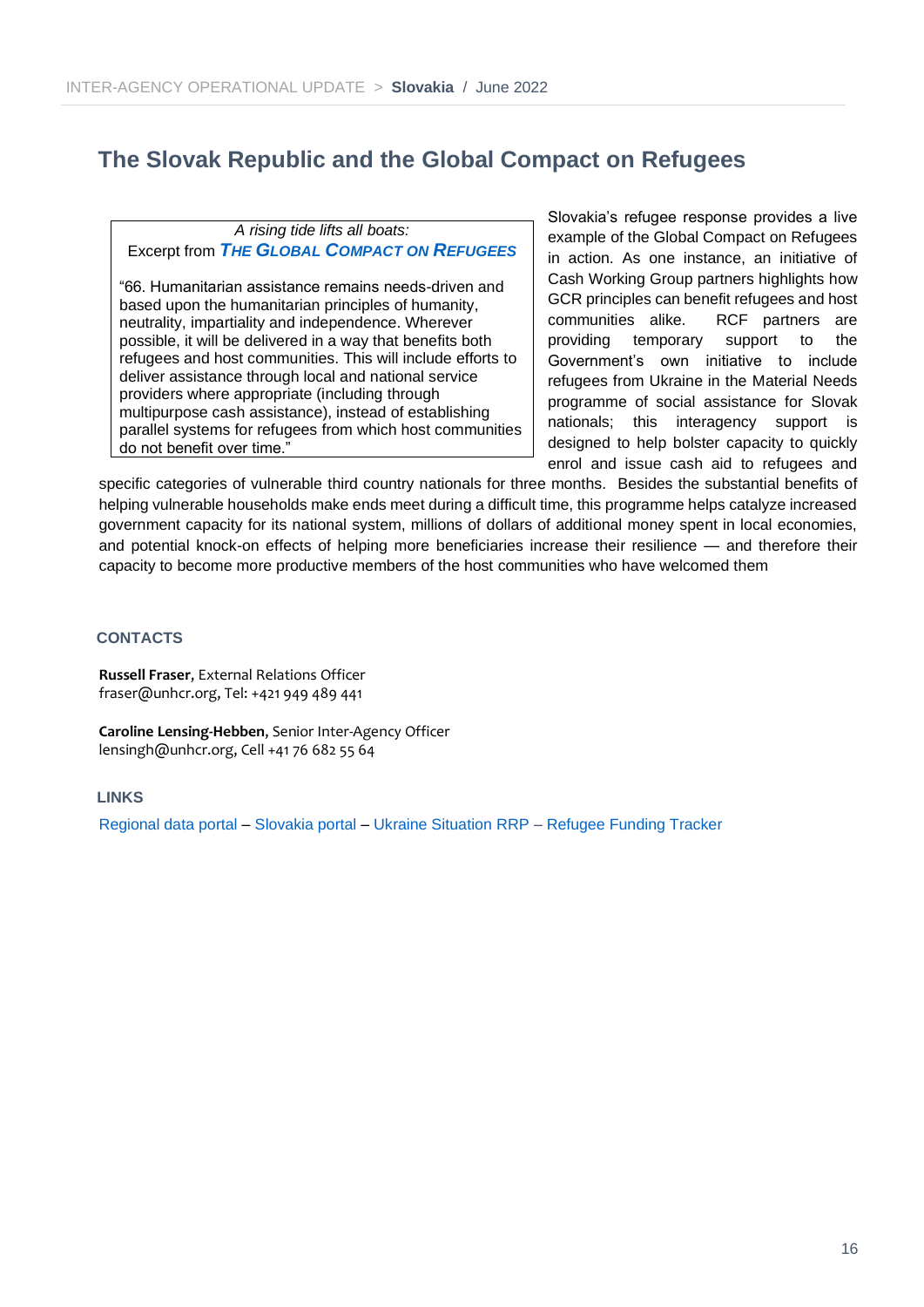## The Slovak Republic and the Global Compact on Refugees

> *A rising tide lifts all boats:*
> Excerpt from ***The Global Compact on Refugees***
>
> "66. Humanitarian assistance remains needs-driven and based upon the humanitarian principles of humanity, neutrality, impartiality and independence. Wherever possible, it will be delivered in a way that benefits both refugees and host communities. This will include efforts to deliver assistance through local and national service providers where appropriate (including through multipurpose cash assistance), instead of establishing parallel systems for refugees from which host communities do not benefit over time."

Slovakia's refugee response provides a live example of the Global Compact on Refugees in action. As one instance, an initiative of Cash Working Group partners highlights how GCR principles can benefit refugees and host communities alike. RCF partners are providing temporary support to the Government's own initiative to include refugees from Ukraine in the Material Needs programme of social assistance for Slovak nationals; this interagency support is designed to help bolster capacity to quickly enrol and issue cash aid to refugees and specific categories of vulnerable third country nationals for three months. Besides the substantial benefits of helping vulnerable households make ends meet during a difficult time, this programme helps catalyze increased government capacity for its national system, millions of dollars of additional money spent in local economies, and potential knock-on effects of helping more beneficiaries increase their resilience — and therefore their capacity to become more productive members of the host communities who have welcomed them

### CONTACTS

**Russell Fraser,** External Relations Officer
fraser@unhcr.org, Tel: +421 949 489 441

**Caroline Lensing-Hebben,** Senior Inter-Agency Officer
lensingh@unhcr.org, Cell +41 76 682 55 64

### LINKS

Regional data portal – Slovakia portal – Ukraine Situation RRP – Refugee Funding Tracker